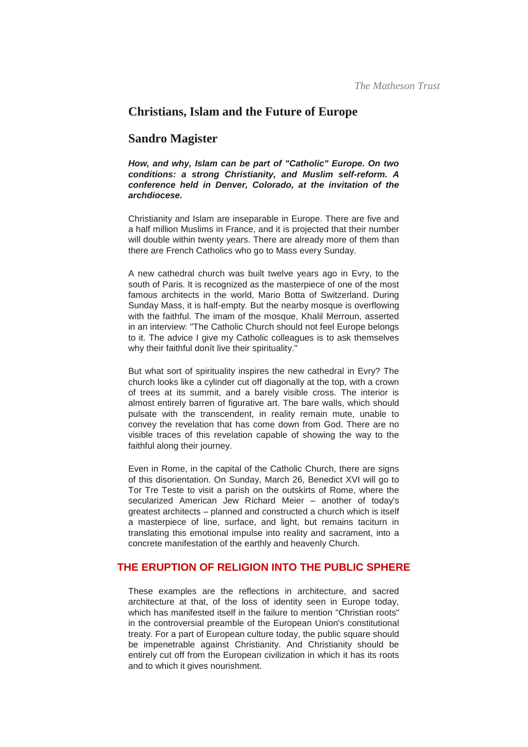# Christians, Islam and the Future of Europe

## Sandro Magister

***How, and why, Islam can be part of "Catholic" Europe. On two conditions: a strong Christianity, and Muslim self-reform. A conference held in Denver, Colorado, at the invitation of the archdiocese.***

Christianity and Islam are inseparable in Europe. There are five and a half million Muslims in France, and it is projected that their number will double within twenty years. There are already more of them than there are French Catholics who go to Mass every Sunday.

A new cathedral church was built twelve years ago in Evry, to the south of Paris. It is recognized as the masterpiece of one of the most famous architects in the world, Mario Botta of Switzerland. During Sunday Mass, it is half-empty. But the nearby mosque is overflowing with the faithful. The imam of the mosque, Khalil Merroun, asserted in an interview: "The Catholic Church should not feel Europe belongs to it. The advice I give my Catholic colleagues is to ask themselves why their faithful donít live their spirituality."

But what sort of spirituality inspires the new cathedral in Evry? The church looks like a cylinder cut off diagonally at the top, with a crown of trees at its summit, and a barely visible cross. The interior is almost entirely barren of figurative art. The bare walls, which should pulsate with the transcendent, in reality remain mute, unable to convey the revelation that has come down from God. There are no visible traces of this revelation capable of showing the way to the faithful along their journey.

Even in Rome, in the capital of the Catholic Church, there are signs of this disorientation. On Sunday, March 26, Benedict XVI will go to Tor Tre Teste to visit a parish on the outskirts of Rome, where the secularized American Jew Richard Meier – another of today's greatest architects – planned and constructed a church which is itself a masterpiece of line, surface, and light, but remains taciturn in translating this emotional impulse into reality and sacrament, into a concrete manifestation of the earthly and heavenly Church.

### THE ERUPTION OF RELIGION INTO THE PUBLIC SPHERE

These examples are the reflections in architecture, and sacred architecture at that, of the loss of identity seen in Europe today, which has manifested itself in the failure to mention "Christian roots" in the controversial preamble of the European Union's constitutional treaty. For a part of European culture today, the public square should be impenetrable against Christianity. And Christianity should be entirely cut off from the European civilization in which it has its roots and to which it gives nourishment.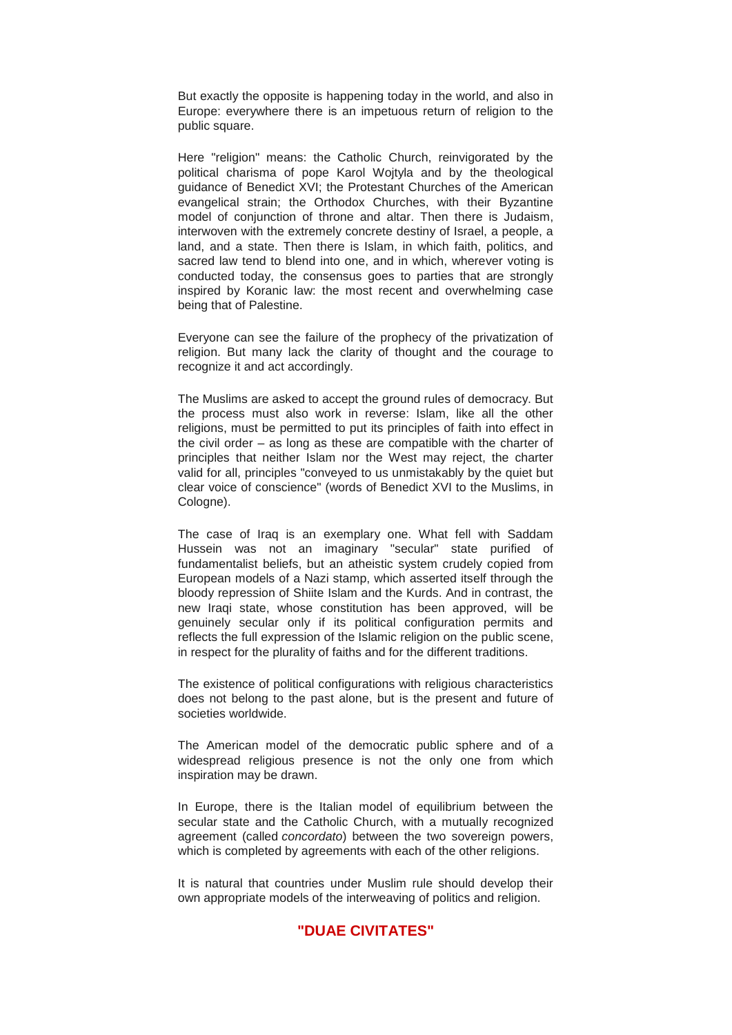But exactly the opposite is happening today in the world, and also in Europe: everywhere there is an impetuous return of religion to the public square.

Here "religion" means: the Catholic Church, reinvigorated by the political charisma of pope Karol Wojtyla and by the theological guidance of Benedict XVI; the Protestant Churches of the American evangelical strain; the Orthodox Churches, with their Byzantine model of conjunction of throne and altar. Then there is Judaism, interwoven with the extremely concrete destiny of Israel, a people, a land, and a state. Then there is Islam, in which faith, politics, and sacred law tend to blend into one, and in which, wherever voting is conducted today, the consensus goes to parties that are strongly inspired by Koranic law: the most recent and overwhelming case being that of Palestine.

Everyone can see the failure of the prophecy of the privatization of religion. But many lack the clarity of thought and the courage to recognize it and act accordingly.

The Muslims are asked to accept the ground rules of democracy. But the process must also work in reverse: Islam, like all the other religions, must be permitted to put its principles of faith into effect in the civil order – as long as these are compatible with the charter of principles that neither Islam nor the West may reject, the charter valid for all, principles "conveyed to us unmistakably by the quiet but clear voice of conscience" (words of Benedict XVI to the Muslims, in Cologne).

The case of Iraq is an exemplary one. What fell with Saddam Hussein was not an imaginary "secular" state purified of fundamentalist beliefs, but an atheistic system crudely copied from European models of a Nazi stamp, which asserted itself through the bloody repression of Shiite Islam and the Kurds. And in contrast, the new Iraqi state, whose constitution has been approved, will be genuinely secular only if its political configuration permits and reflects the full expression of the Islamic religion on the public scene, in respect for the plurality of faiths and for the different traditions.

The existence of political configurations with religious characteristics does not belong to the past alone, but is the present and future of societies worldwide.

The American model of the democratic public sphere and of a widespread religious presence is not the only one from which inspiration may be drawn.

In Europe, there is the Italian model of equilibrium between the secular state and the Catholic Church, with a mutually recognized agreement (called *concordato*) between the two sovereign powers, which is completed by agreements with each of the other religions.

It is natural that countries under Muslim rule should develop their own appropriate models of the interweaving of politics and religion.

## "DUAE CIVITATES"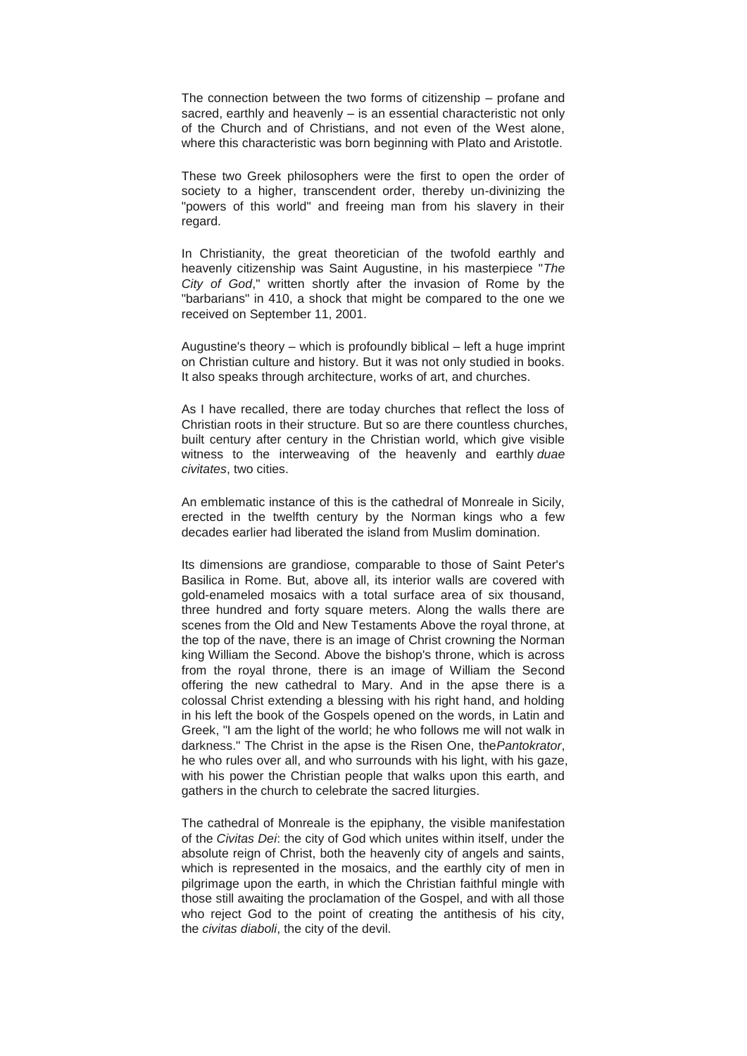The connection between the two forms of citizenship – profane and sacred, earthly and heavenly – is an essential characteristic not only of the Church and of Christians, and not even of the West alone, where this characteristic was born beginning with Plato and Aristotle.

These two Greek philosophers were the first to open the order of society to a higher, transcendent order, thereby un-divinizing the "powers of this world" and freeing man from his slavery in their regard.

In Christianity, the great theoretician of the twofold earthly and heavenly citizenship was Saint Augustine, in his masterpiece "*The City of God*," written shortly after the invasion of Rome by the "barbarians" in 410, a shock that might be compared to the one we received on September 11, 2001.

Augustine's theory – which is profoundly biblical – left a huge imprint on Christian culture and history. But it was not only studied in books. It also speaks through architecture, works of art, and churches.

As I have recalled, there are today churches that reflect the loss of Christian roots in their structure. But so are there countless churches, built century after century in the Christian world, which give visible witness to the interweaving of the heavenly and earthly *duae civitates*, two cities.

An emblematic instance of this is the cathedral of Monreale in Sicily, erected in the twelfth century by the Norman kings who a few decades earlier had liberated the island from Muslim domination.

Its dimensions are grandiose, comparable to those of Saint Peter's Basilica in Rome. But, above all, its interior walls are covered with gold-enameled mosaics with a total surface area of six thousand, three hundred and forty square meters. Along the walls there are scenes from the Old and New Testaments Above the royal throne, at the top of the nave, there is an image of Christ crowning the Norman king William the Second. Above the bishop's throne, which is across from the royal throne, there is an image of William the Second offering the new cathedral to Mary. And in the apse there is a colossal Christ extending a blessing with his right hand, and holding in his left the book of the Gospels opened on the words, in Latin and Greek, "I am the light of the world; he who follows me will not walk in darkness." The Christ in the apse is the Risen One, the*Pantokrator*, he who rules over all, and who surrounds with his light, with his gaze, with his power the Christian people that walks upon this earth, and gathers in the church to celebrate the sacred liturgies.

The cathedral of Monreale is the epiphany, the visible manifestation of the *Civitas Dei*: the city of God which unites within itself, under the absolute reign of Christ, both the heavenly city of angels and saints, which is represented in the mosaics, and the earthly city of men in pilgrimage upon the earth, in which the Christian faithful mingle with those still awaiting the proclamation of the Gospel, and with all those who reject God to the point of creating the antithesis of his city, the *civitas diaboli*, the city of the devil.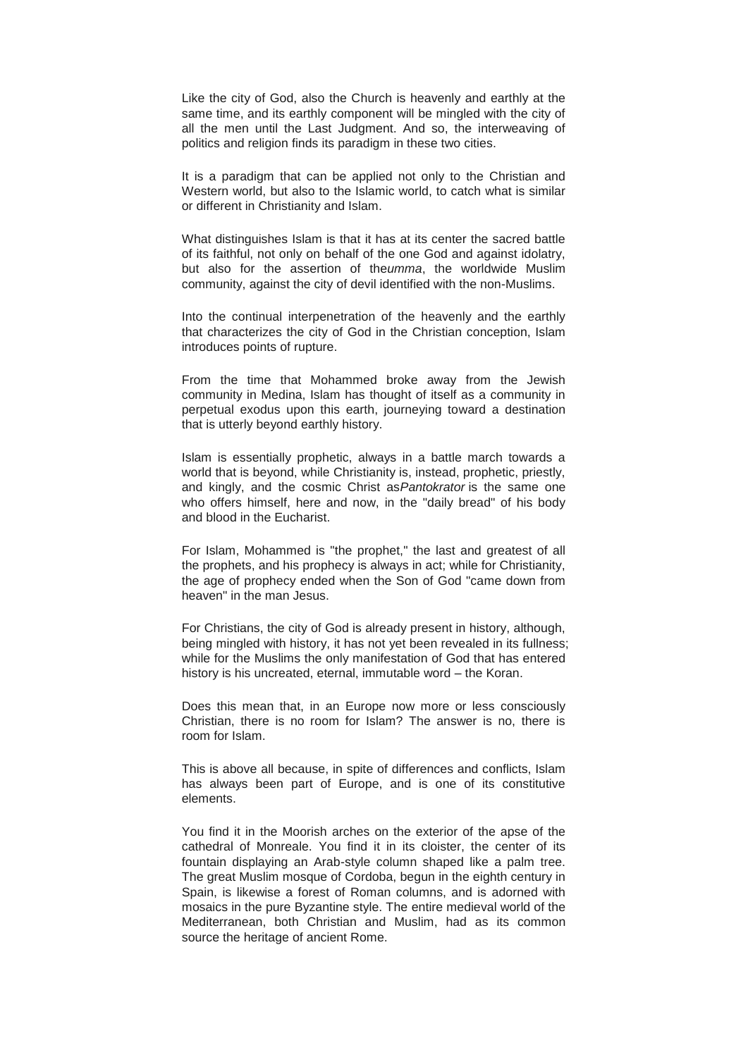Like the city of God, also the Church is heavenly and earthly at the same time, and its earthly component will be mingled with the city of all the men until the Last Judgment. And so, the interweaving of politics and religion finds its paradigm in these two cities.

It is a paradigm that can be applied not only to the Christian and Western world, but also to the Islamic world, to catch what is similar or different in Christianity and Islam.

What distinguishes Islam is that it has at its center the sacred battle of its faithful, not only on behalf of the one God and against idolatry, but also for the assertion of the*umma*, the worldwide Muslim community, against the city of devil identified with the non-Muslims.

Into the continual interpenetration of the heavenly and the earthly that characterizes the city of God in the Christian conception, Islam introduces points of rupture.

From the time that Mohammed broke away from the Jewish community in Medina, Islam has thought of itself as a community in perpetual exodus upon this earth, journeying toward a destination that is utterly beyond earthly history.

Islam is essentially prophetic, always in a battle march towards a world that is beyond, while Christianity is, instead, prophetic, priestly, and kingly, and the cosmic Christ as*Pantokrator* is the same one who offers himself, here and now, in the "daily bread" of his body and blood in the Eucharist.

For Islam, Mohammed is "the prophet," the last and greatest of all the prophets, and his prophecy is always in act; while for Christianity, the age of prophecy ended when the Son of God "came down from heaven" in the man Jesus.

For Christians, the city of God is already present in history, although, being mingled with history, it has not yet been revealed in its fullness; while for the Muslims the only manifestation of God that has entered history is his uncreated, eternal, immutable word – the Koran.

Does this mean that, in an Europe now more or less consciously Christian, there is no room for Islam? The answer is no, there is room for Islam.

This is above all because, in spite of differences and conflicts, Islam has always been part of Europe, and is one of its constitutive elements.

You find it in the Moorish arches on the exterior of the apse of the cathedral of Monreale. You find it in its cloister, the center of its fountain displaying an Arab-style column shaped like a palm tree. The great Muslim mosque of Cordoba, begun in the eighth century in Spain, is likewise a forest of Roman columns, and is adorned with mosaics in the pure Byzantine style. The entire medieval world of the Mediterranean, both Christian and Muslim, had as its common source the heritage of ancient Rome.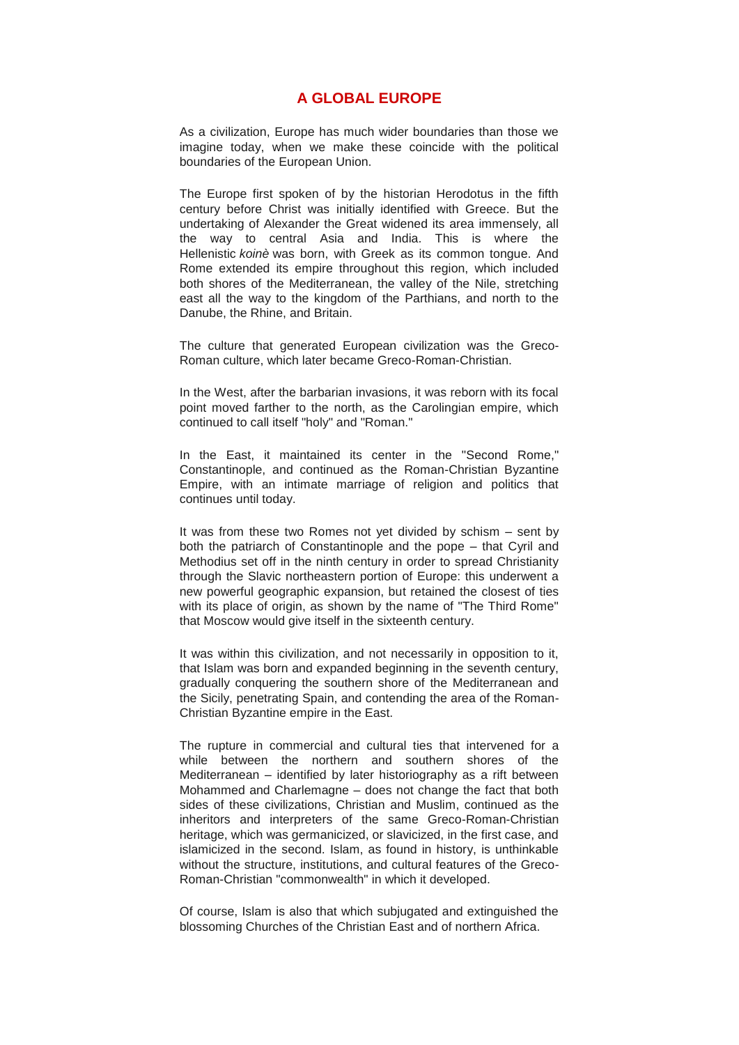# A GLOBAL EUROPE

As a civilization, Europe has much wider boundaries than those we imagine today, when we make these coincide with the political boundaries of the European Union.

The Europe first spoken of by the historian Herodotus in the fifth century before Christ was initially identified with Greece. But the undertaking of Alexander the Great widened its area immensely, all the way to central Asia and India. This is where the Hellenistic *koinè* was born, with Greek as its common tongue. And Rome extended its empire throughout this region, which included both shores of the Mediterranean, the valley of the Nile, stretching east all the way to the kingdom of the Parthians, and north to the Danube, the Rhine, and Britain.

The culture that generated European civilization was the Greco-Roman culture, which later became Greco-Roman-Christian.

In the West, after the barbarian invasions, it was reborn with its focal point moved farther to the north, as the Carolingian empire, which continued to call itself "holy" and "Roman."

In the East, it maintained its center in the "Second Rome," Constantinople, and continued as the Roman-Christian Byzantine Empire, with an intimate marriage of religion and politics that continues until today.

It was from these two Romes not yet divided by schism – sent by both the patriarch of Constantinople and the pope – that Cyril and Methodius set off in the ninth century in order to spread Christianity through the Slavic northeastern portion of Europe: this underwent a new powerful geographic expansion, but retained the closest of ties with its place of origin, as shown by the name of "The Third Rome" that Moscow would give itself in the sixteenth century.

It was within this civilization, and not necessarily in opposition to it, that Islam was born and expanded beginning in the seventh century, gradually conquering the southern shore of the Mediterranean and the Sicily, penetrating Spain, and contending the area of the Roman-Christian Byzantine empire in the East.

The rupture in commercial and cultural ties that intervened for a while between the northern and southern shores of the Mediterranean – identified by later historiography as a rift between Mohammed and Charlemagne – does not change the fact that both sides of these civilizations, Christian and Muslim, continued as the inheritors and interpreters of the same Greco-Roman-Christian heritage, which was germanicized, or slavicized, in the first case, and islamicized in the second. Islam, as found in history, is unthinkable without the structure, institutions, and cultural features of the Greco-Roman-Christian "commonwealth" in which it developed.

Of course, Islam is also that which subjugated and extinguished the blossoming Churches of the Christian East and of northern Africa.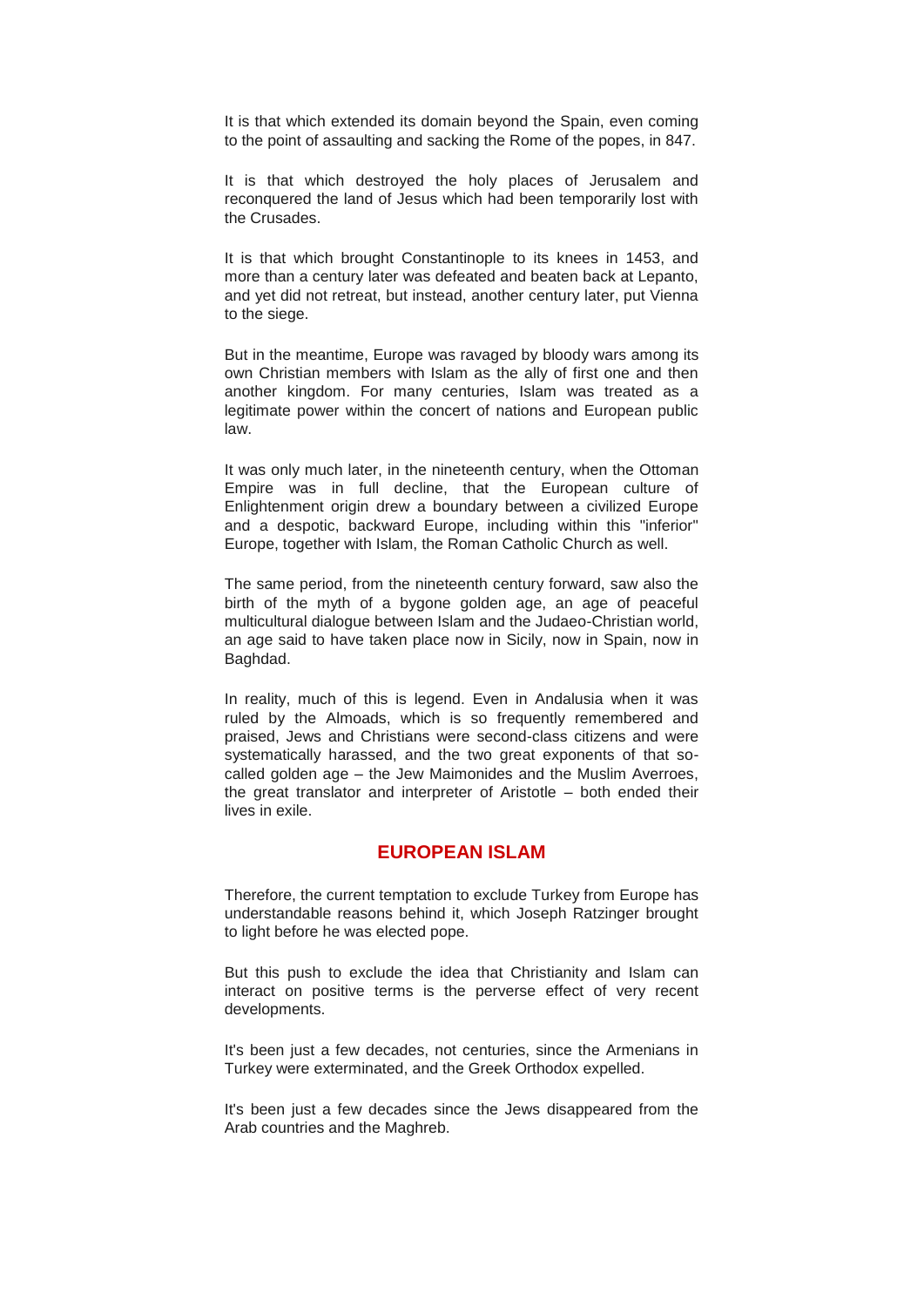It is that which extended its domain beyond the Spain, even coming to the point of assaulting and sacking the Rome of the popes, in 847.

It is that which destroyed the holy places of Jerusalem and reconquered the land of Jesus which had been temporarily lost with the Crusades.

It is that which brought Constantinople to its knees in 1453, and more than a century later was defeated and beaten back at Lepanto, and yet did not retreat, but instead, another century later, put Vienna to the siege.

But in the meantime, Europe was ravaged by bloody wars among its own Christian members with Islam as the ally of first one and then another kingdom. For many centuries, Islam was treated as a legitimate power within the concert of nations and European public law.

It was only much later, in the nineteenth century, when the Ottoman Empire was in full decline, that the European culture of Enlightenment origin drew a boundary between a civilized Europe and a despotic, backward Europe, including within this "inferior" Europe, together with Islam, the Roman Catholic Church as well.

The same period, from the nineteenth century forward, saw also the birth of the myth of a bygone golden age, an age of peaceful multicultural dialogue between Islam and the Judaeo-Christian world, an age said to have taken place now in Sicily, now in Spain, now in Baghdad.

In reality, much of this is legend. Even in Andalusia when it was ruled by the Almoads, which is so frequently remembered and praised, Jews and Christians were second-class citizens and were systematically harassed, and the two great exponents of that so-called golden age – the Jew Maimonides and the Muslim Averroes, the great translator and interpreter of Aristotle – both ended their lives in exile.

## EUROPEAN ISLAM

Therefore, the current temptation to exclude Turkey from Europe has understandable reasons behind it, which Joseph Ratzinger brought to light before he was elected pope.

But this push to exclude the idea that Christianity and Islam can interact on positive terms is the perverse effect of very recent developments.

It's been just a few decades, not centuries, since the Armenians in Turkey were exterminated, and the Greek Orthodox expelled.

It's been just a few decades since the Jews disappeared from the Arab countries and the Maghreb.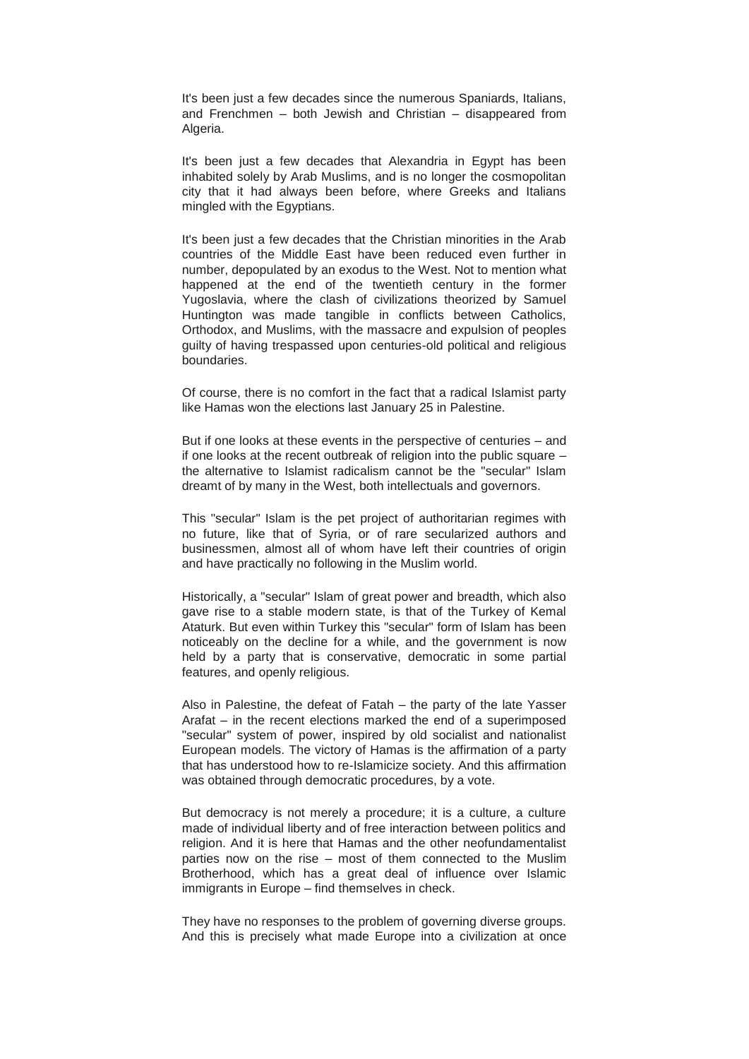It's been just a few decades since the numerous Spaniards, Italians, and Frenchmen – both Jewish and Christian – disappeared from Algeria.

It's been just a few decades that Alexandria in Egypt has been inhabited solely by Arab Muslims, and is no longer the cosmopolitan city that it had always been before, where Greeks and Italians mingled with the Egyptians.

It's been just a few decades that the Christian minorities in the Arab countries of the Middle East have been reduced even further in number, depopulated by an exodus to the West. Not to mention what happened at the end of the twentieth century in the former Yugoslavia, where the clash of civilizations theorized by Samuel Huntington was made tangible in conflicts between Catholics, Orthodox, and Muslims, with the massacre and expulsion of peoples guilty of having trespassed upon centuries-old political and religious boundaries.

Of course, there is no comfort in the fact that a radical Islamist party like Hamas won the elections last January 25 in Palestine.

But if one looks at these events in the perspective of centuries – and if one looks at the recent outbreak of religion into the public square – the alternative to Islamist radicalism cannot be the "secular" Islam dreamt of by many in the West, both intellectuals and governors.

This "secular" Islam is the pet project of authoritarian regimes with no future, like that of Syria, or of rare secularized authors and businessmen, almost all of whom have left their countries of origin and have practically no following in the Muslim world.

Historically, a "secular" Islam of great power and breadth, which also gave rise to a stable modern state, is that of the Turkey of Kemal Ataturk. But even within Turkey this "secular" form of Islam has been noticeably on the decline for a while, and the government is now held by a party that is conservative, democratic in some partial features, and openly religious.

Also in Palestine, the defeat of Fatah – the party of the late Yasser Arafat – in the recent elections marked the end of a superimposed "secular" system of power, inspired by old socialist and nationalist European models. The victory of Hamas is the affirmation of a party that has understood how to re-Islamicize society. And this affirmation was obtained through democratic procedures, by a vote.

But democracy is not merely a procedure; it is a culture, a culture made of individual liberty and of free interaction between politics and religion. And it is here that Hamas and the other neofundamentalist parties now on the rise – most of them connected to the Muslim Brotherhood, which has a great deal of influence over Islamic immigrants in Europe – find themselves in check.

They have no responses to the problem of governing diverse groups. And this is precisely what made Europe into a civilization at once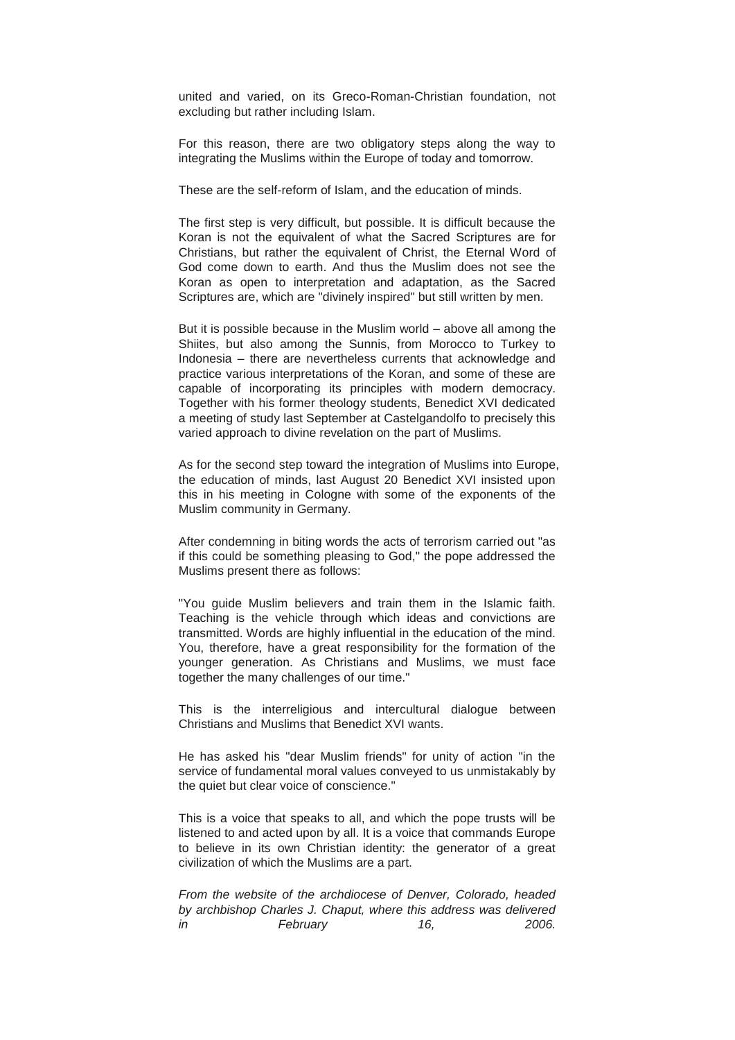united and varied, on its Greco-Roman-Christian foundation, not excluding but rather including Islam.

For this reason, there are two obligatory steps along the way to integrating the Muslims within the Europe of today and tomorrow.

These are the self-reform of Islam, and the education of minds.

The first step is very difficult, but possible. It is difficult because the Koran is not the equivalent of what the Sacred Scriptures are for Christians, but rather the equivalent of Christ, the Eternal Word of God come down to earth. And thus the Muslim does not see the Koran as open to interpretation and adaptation, as the Sacred Scriptures are, which are "divinely inspired" but still written by men.

But it is possible because in the Muslim world – above all among the Shiites, but also among the Sunnis, from Morocco to Turkey to Indonesia – there are nevertheless currents that acknowledge and practice various interpretations of the Koran, and some of these are capable of incorporating its principles with modern democracy. Together with his former theology students, Benedict XVI dedicated a meeting of study last September at Castelgandolfo to precisely this varied approach to divine revelation on the part of Muslims.

As for the second step toward the integration of Muslims into Europe, the education of minds, last August 20 Benedict XVI insisted upon this in his meeting in Cologne with some of the exponents of the Muslim community in Germany.

After condemning in biting words the acts of terrorism carried out "as if this could be something pleasing to God," the pope addressed the Muslims present there as follows:

"You guide Muslim believers and train them in the Islamic faith. Teaching is the vehicle through which ideas and convictions are transmitted. Words are highly influential in the education of the mind. You, therefore, have a great responsibility for the formation of the younger generation. As Christians and Muslims, we must face together the many challenges of our time."

This is the interreligious and intercultural dialogue between Christians and Muslims that Benedict XVI wants.

He has asked his "dear Muslim friends" for unity of action "in the service of fundamental moral values conveyed to us unmistakably by the quiet but clear voice of conscience."

This is a voice that speaks to all, and which the pope trusts will be listened to and acted upon by all. It is a voice that commands Europe to believe in its own Christian identity: the generator of a great civilization of which the Muslims are a part.

*From the website of the archdiocese of Denver, Colorado, headed by archbishop Charles J. Chaput, where this address was delivered in February 16, 2006.*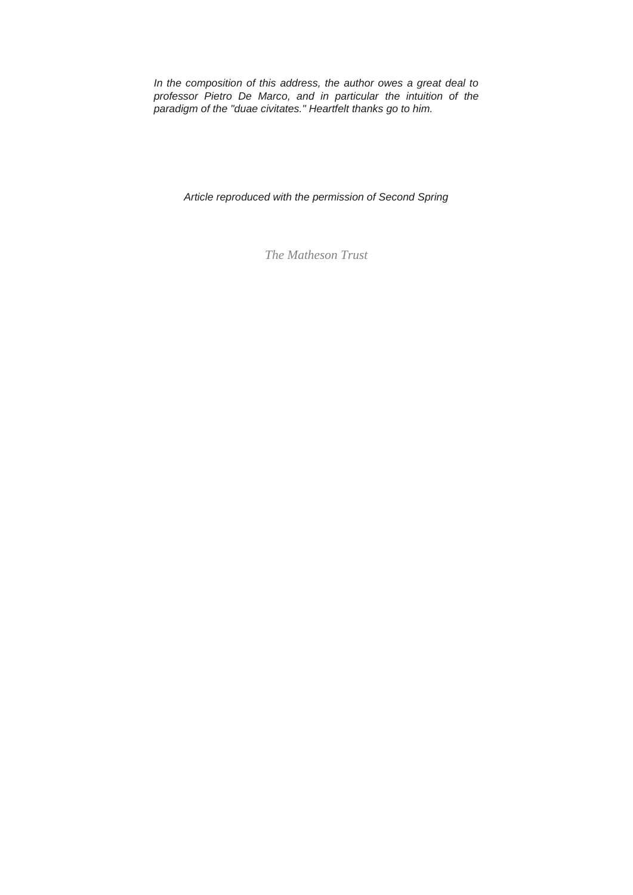*In the composition of this address, the author owes a great deal to professor Pietro De Marco, and in particular the intuition of the paradigm of the "duae civitates." Heartfelt thanks go to him.*

*Article reproduced with the permission of Second Spring*

*The Matheson Trust*